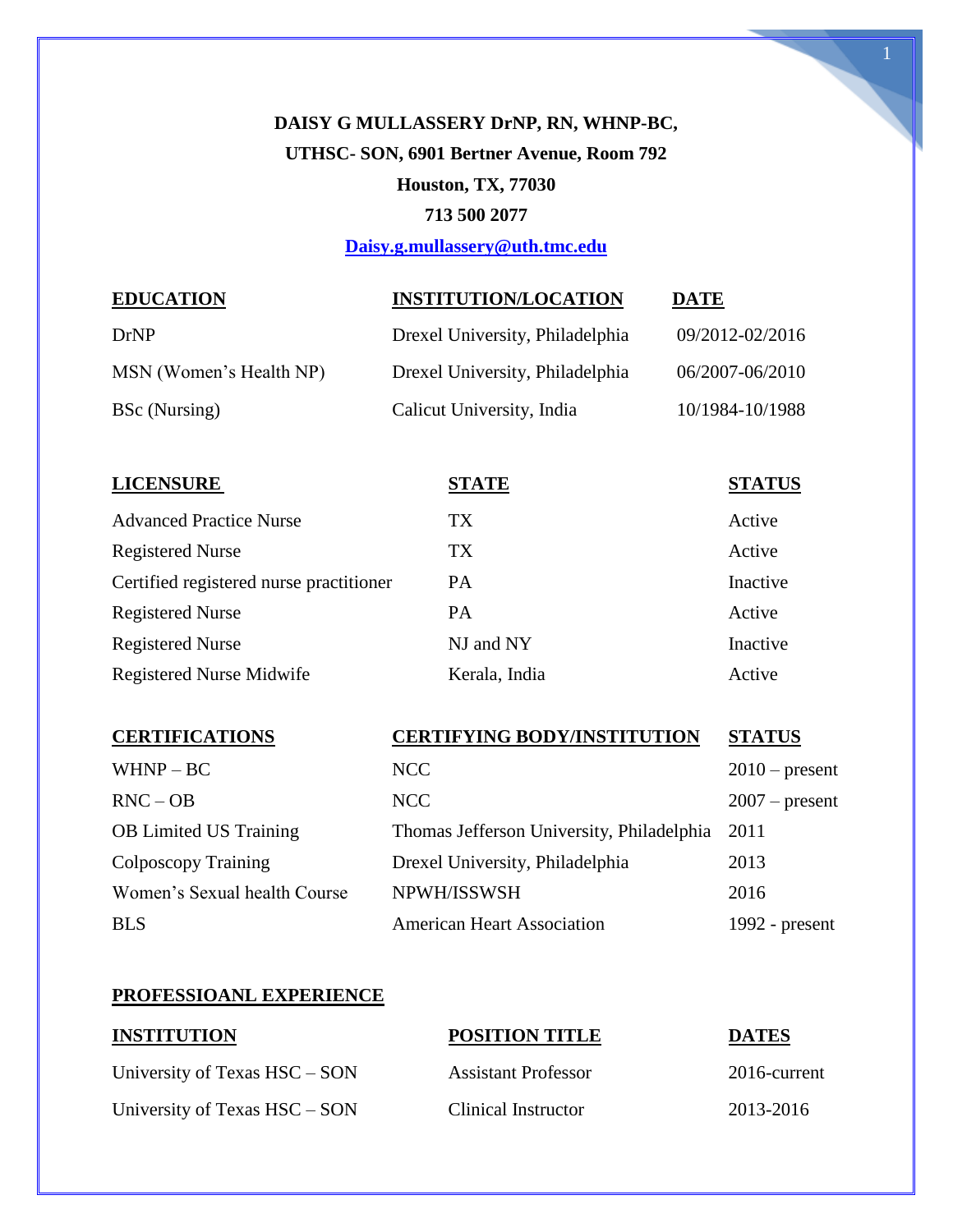**DAISY G MULLASSERY DrNP, RN, WHNP-BC,**

**UTHSC- SON, 6901 Bertner Avenue, Room 792**

**Houston, TX, 77030**

**713 500 2077**

**Daisy.g.mullassery@uth.tmc.edu**

| EDUCATION | INSTITUTION/LOCATION | DATE |
|---|---|---|
| DrNP | Drexel University, Philadelphia | 09/2012-02/2016 |
| MSN (Women's Health NP) | Drexel University, Philadelphia | 06/2007-06/2010 |
| BSc (Nursing) | Calicut University, India | 10/1984-10/1988 |

| LICENSURE | STATE | STATUS |
|---|---|---|
| Advanced Practice Nurse | TX | Active |
| Registered Nurse | TX | Active |
| Certified registered nurse practitioner | PA | Inactive |
| Registered Nurse | PA | Active |
| Registered Nurse | NJ and NY | Inactive |
| Registered Nurse Midwife | Kerala, India | Active |

| CERTIFICATIONS | CERTIFYING BODY/INSTITUTION | STATUS |
|---|---|---|
| WHNP – BC | NCC | 2010 – present |
| RNC – OB | NCC | 2007 – present |
| OB Limited US Training | Thomas Jefferson University, Philadelphia | 2011 |
| Colposcopy Training | Drexel University, Philadelphia | 2013 |
| Women's Sexual health Course | NPWH/ISSWSH | 2016 |
| BLS | American Heart Association | 1992 - present |

## PROFESSIOANL EXPERIENCE

| INSTITUTION | POSITION TITLE | DATES |
|---|---|---|
| University of Texas HSC – SON | Assistant Professor | 2016-current |
| University of Texas HSC – SON | Clinical Instructor | 2013-2016 |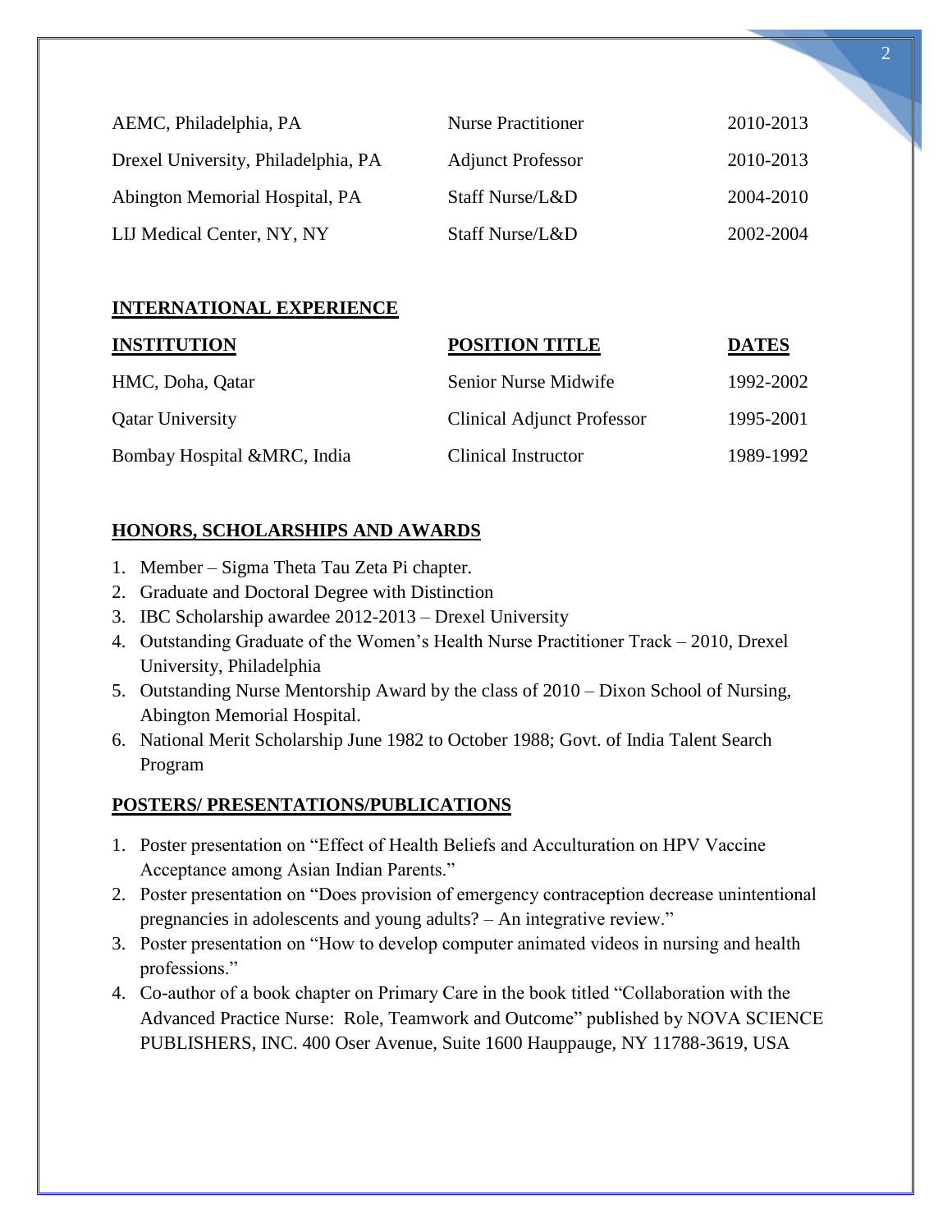| | | |
|---|---|---|
| AEMC, Philadelphia, PA | Nurse Practitioner | 2010-2013 |
| Drexel University, Philadelphia, PA | Adjunct Professor | 2010-2013 |
| Abington Memorial Hospital, PA | Staff Nurse/L&D | 2004-2010 |
| LIJ Medical Center, NY, NY | Staff Nurse/L&D | 2002-2004 |

## INTERNATIONAL EXPERIENCE

| INSTITUTION | POSITION TITLE | DATES |
|---|---|---|
| HMC, Doha, Qatar | Senior Nurse Midwife | 1992-2002 |
| Qatar University | Clinical Adjunct Professor | 1995-2001 |
| Bombay Hospital &MRC, India | Clinical Instructor | 1989-1992 |

## HONORS, SCHOLARSHIPS AND AWARDS

1. Member – Sigma Theta Tau Zeta Pi chapter.
2. Graduate and Doctoral Degree with Distinction
3. IBC Scholarship awardee 2012-2013 – Drexel University
4. Outstanding Graduate of the Women's Health Nurse Practitioner Track – 2010, Drexel University, Philadelphia
5. Outstanding Nurse Mentorship Award by the class of 2010 – Dixon School of Nursing, Abington Memorial Hospital.
6. National Merit Scholarship June 1982 to October 1988; Govt. of India Talent Search Program

## POSTERS/ PRESENTATIONS/PUBLICATIONS

1. Poster presentation on "Effect of Health Beliefs and Acculturation on HPV Vaccine Acceptance among Asian Indian Parents."
2. Poster presentation on "Does provision of emergency contraception decrease unintentional pregnancies in adolescents and young adults? – An integrative review."
3. Poster presentation on "How to develop computer animated videos in nursing and health professions."
4. Co-author of a book chapter on Primary Care in the book titled "Collaboration with the Advanced Practice Nurse: Role, Teamwork and Outcome" published by NOVA SCIENCE PUBLISHERS, INC. 400 Oser Avenue, Suite 1600 Hauppauge, NY 11788-3619, USA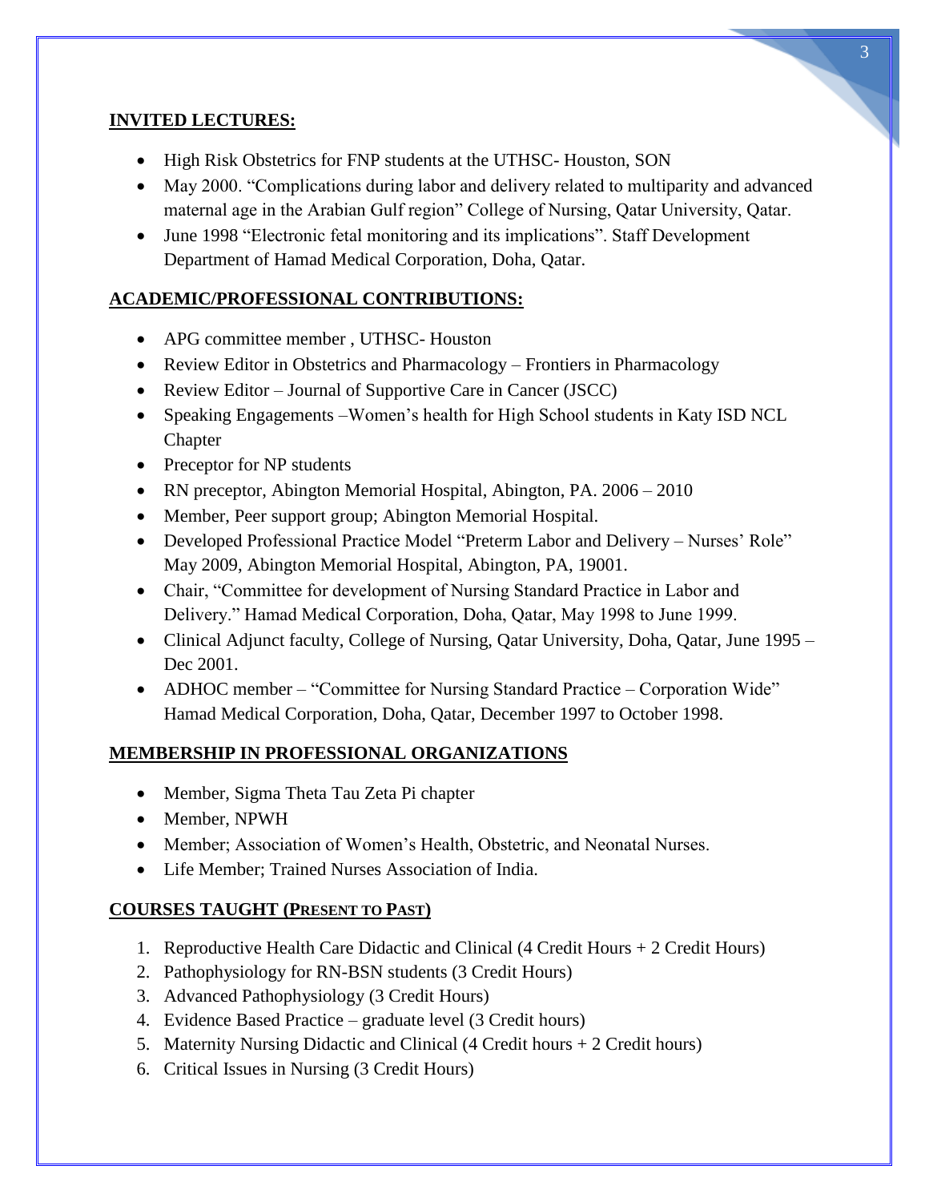## INVITED LECTURES:

- High Risk Obstetrics for FNP students at the UTHSC- Houston, SON
- May 2000. "Complications during labor and delivery related to multiparity and advanced maternal age in the Arabian Gulf region" College of Nursing, Qatar University, Qatar.
- June 1998 "Electronic fetal monitoring and its implications". Staff Development Department of Hamad Medical Corporation, Doha, Qatar.

## ACADEMIC/PROFESSIONAL CONTRIBUTIONS:

- APG committee member , UTHSC- Houston
- Review Editor in Obstetrics and Pharmacology – Frontiers in Pharmacology
- Review Editor – Journal of Supportive Care in Cancer (JSCC)
- Speaking Engagements –Women's health for High School students in Katy ISD NCL Chapter
- Preceptor for NP students
- RN preceptor, Abington Memorial Hospital, Abington, PA. 2006 – 2010
- Member, Peer support group; Abington Memorial Hospital.
- Developed Professional Practice Model "Preterm Labor and Delivery – Nurses' Role" May 2009, Abington Memorial Hospital, Abington, PA, 19001.
- Chair, "Committee for development of Nursing Standard Practice in Labor and Delivery." Hamad Medical Corporation, Doha, Qatar, May 1998 to June 1999.
- Clinical Adjunct faculty, College of Nursing, Qatar University, Doha, Qatar, June 1995 – Dec 2001.
- ADHOC member – "Committee for Nursing Standard Practice – Corporation Wide" Hamad Medical Corporation, Doha, Qatar, December 1997 to October 1998.

## MEMBERSHIP IN PROFESSIONAL ORGANIZATIONS

- Member, Sigma Theta Tau Zeta Pi chapter
- Member, NPWH
- Member; Association of Women's Health, Obstetric, and Neonatal Nurses.
- Life Member; Trained Nurses Association of India.

## COURSES TAUGHT (PRESENT TO PAST)

1. Reproductive Health Care Didactic and Clinical (4 Credit Hours + 2 Credit Hours)
2. Pathophysiology for RN-BSN students (3 Credit Hours)
3. Advanced Pathophysiology (3 Credit Hours)
4. Evidence Based Practice – graduate level (3 Credit hours)
5. Maternity Nursing Didactic and Clinical (4 Credit hours + 2 Credit hours)
6. Critical Issues in Nursing (3 Credit Hours)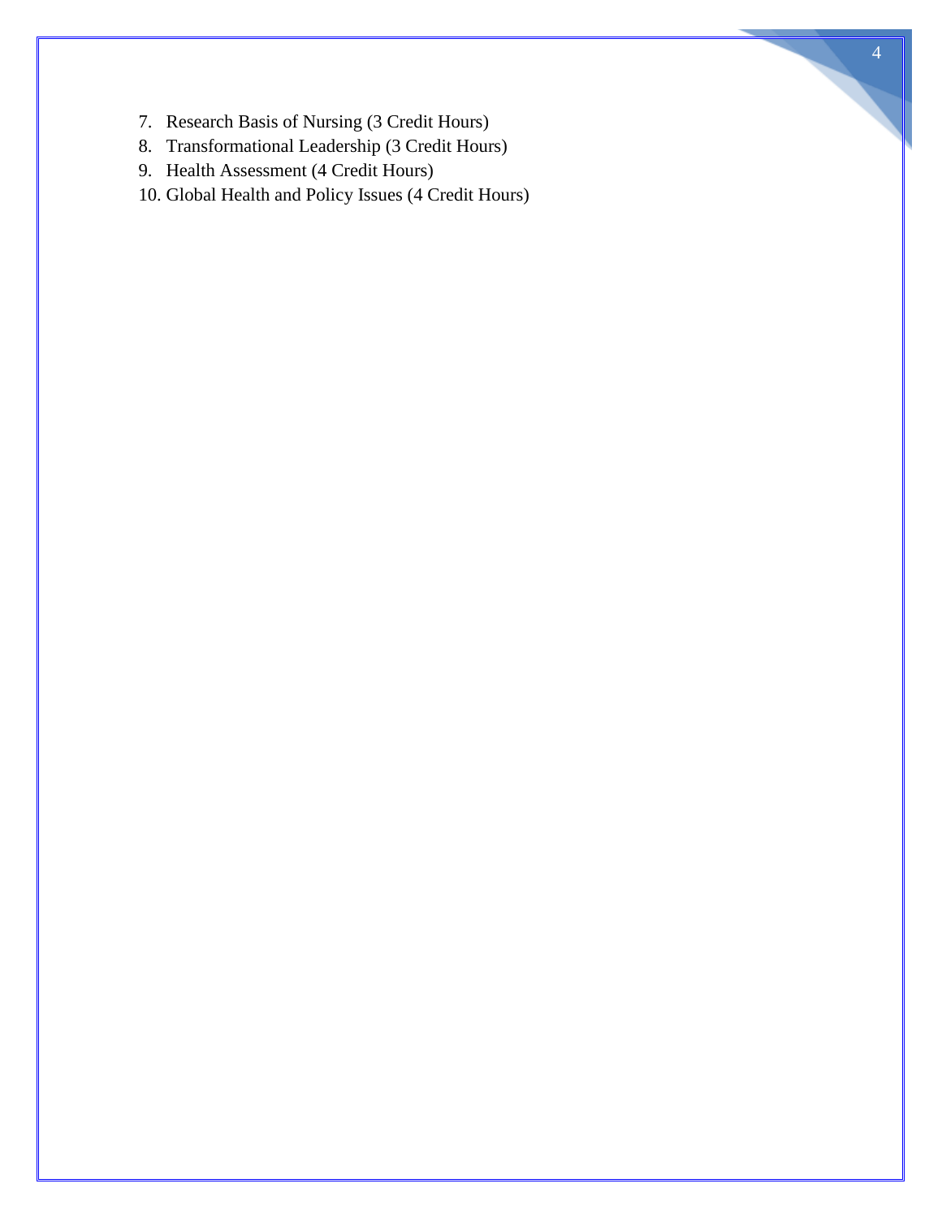7. Research Basis of Nursing (3 Credit Hours)
8. Transformational Leadership (3 Credit Hours)
9. Health Assessment (4 Credit Hours)
10. Global Health and Policy Issues (4 Credit Hours)